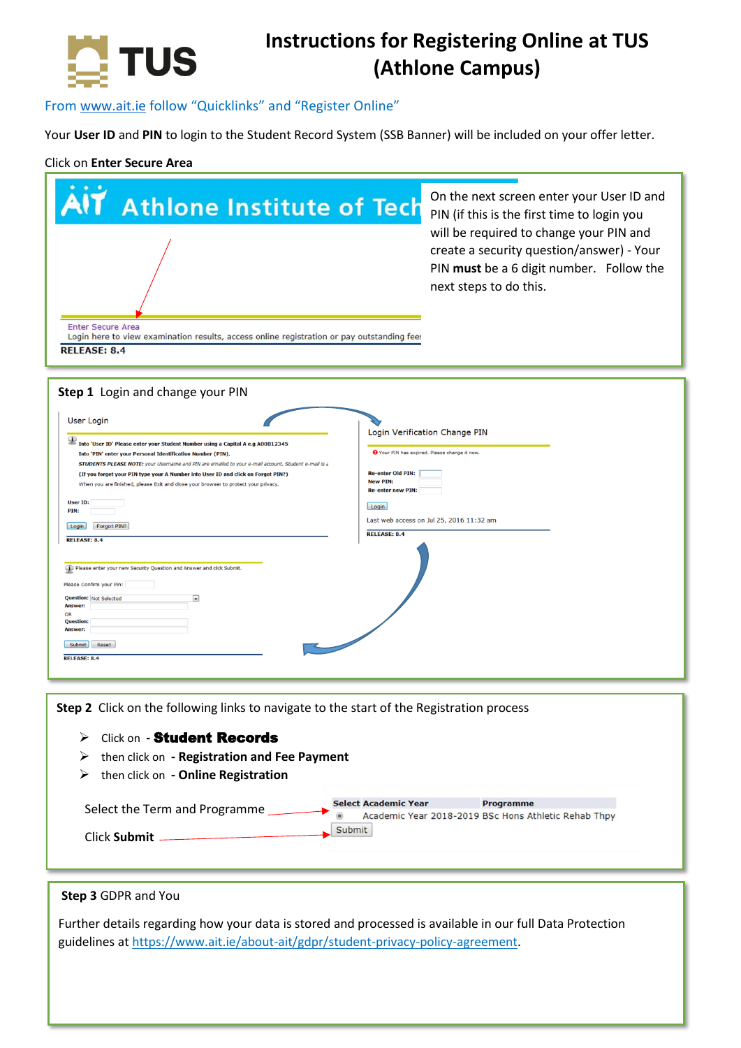# Instructions for Registering Online at TUS (Athlone Campus)

From www.ait.ie follow "Quicklinks" and "Register Online"

Your **User ID** and **PIN** to login to the Student Record System (SSB Banner) will be included on your offer letter.

Click on **Enter Secure Area**

Enter Secure Area
Login here to view examination results, access online registration or pay outstanding fees
**RELEASE: 8.4**

On the next screen enter your User ID and PIN (if this is the first time to login you will be required to change your PIN and create a security question/answer) - Your PIN **must** be a 6 digit number. Follow the next steps to do this.

**Step 1** Login and change your PIN

User Login

Into 'User ID' Please enter your Student Number using a Capital A e.g A00012345
Into 'PIN' enter your Personal Identification Number (PIN).
STUDENTS PLEASE NOTE: your Username and PIN are emailed to your e-mail account. Student e-mail is a
(If you forget your PIN type your A Number into User ID and click on Forgot PIN?)
When you are finished, please Exit and close your browser to protect your privacy.

User ID:
PIN:
Login | Forgot PIN?
RELEASE: 8.4

Login Verification Change PIN

Your PIN has expired. Please change it now.

Re-enter Old PIN:
New PIN:
Re-enter new PIN:
Login
Last web access on Jul 25, 2016 11:32 am
RELEASE: 8.4

Please enter your new Security Question and Answer and click Submit.

Please Confirm your Pin:
Question: Not Selected
Answer:
OR
Question:
Answer:
Submit | Reset
RELEASE: 8.4

**Step 2** Click on the following links to navigate to the start of the Registration process

- Click on - **Student Records**
- then click on - **Registration and Fee Payment**
- then click on - **Online Registration**

Select the Term and Programme

Click **Submit**

| Select Academic Year | Programme |
|---|---|
| Academic Year 2018-2019 | BSc Hons Athletic Rehab Thpy |

Submit

**Step 3** GDPR and You

Further details regarding how your data is stored and processed is available in our full Data Protection guidelines at https://www.ait.ie/about-ait/gdpr/student-privacy-policy-agreement.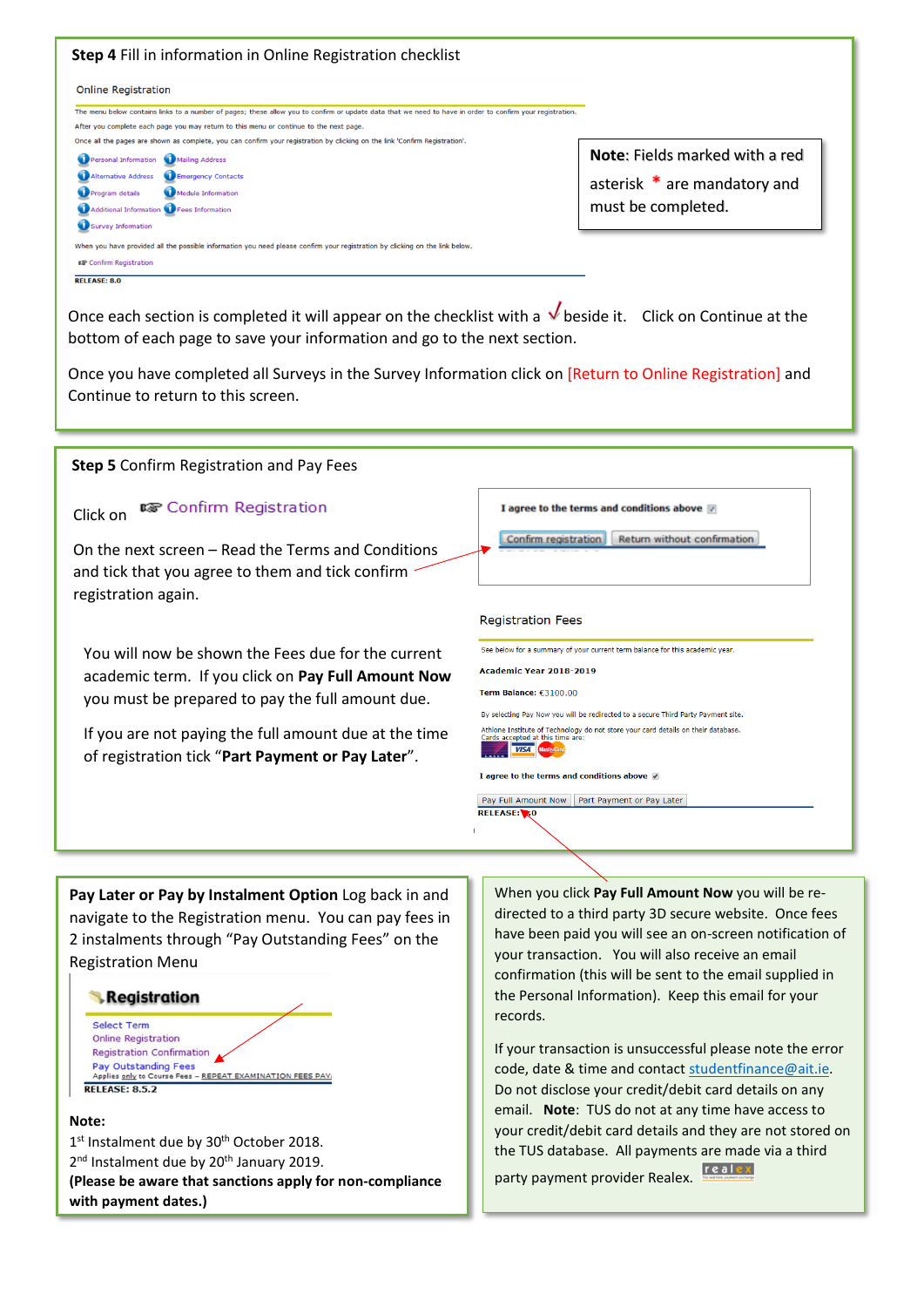**Step 4** Fill in information in Online Registration checklist

Online Registration

The menu below contains links to a number of pages; these allow you to confirm or update data that we need to have in order to confirm your registration.

After you complete each page you may return to this menu or continue to the next page.

Once all the pages are shown as complete, you can confirm your registration by clicking on the link 'Confirm Registration'.

- Personal Information
- Mailing Address
- Alternative Address
- Emergency Contacts
- Program details
- Module Information
- Additional Information
- Fees Information
- Survey Information

When you have provided all the possible information you need please confirm your registration by clicking on the link below.

Confirm Registration

RELEASE: 8.0

**Note**: Fields marked with a red asterisk * are mandatory and must be completed.

Once each section is completed it will appear on the checklist with a ✓ beside it. Click on Continue at the bottom of each page to save your information and go to the next section.

Once you have completed all Surveys in the Survey Information click on [Return to Online Registration] and Continue to return to this screen.

**Step 5** Confirm Registration and Pay Fees

Click on Confirm Registration

On the next screen – Read the Terms and Conditions and tick that you agree to them and tick confirm registration again.

I agree to the terms and conditions above

Confirm registration | Return without confirmation

You will now be shown the Fees due for the current academic term. If you click on **Pay Full Amount Now** you must be prepared to pay the full amount due.

If you are not paying the full amount due at the time of registration tick "**Part Payment or Pay Later**".

Registration Fees

See below for a summary of your current term balance for this academic year.

Academic Year 2018-2019

Term Balance: €3100.00

By selecting Pay Now you will be redirected to a secure Third Party Payment site.

Athlone Institute of Technology do not store your card details on their database.
Cards accepted at this time are:

I agree to the terms and conditions above

Pay Full Amount Now | Part Payment or Pay Later

RELEASE: 8.0

**Pay Later or Pay by Instalment Option** Log back in and navigate to the Registration menu. You can pay fees in 2 instalments through "Pay Outstanding Fees" on the Registration Menu

**Registration**

- Select Term
- Online Registration
- Registration Confirmation
- Pay Outstanding Fees

Applies only to Course Fees – REPEAT EXAMINATION FEES PAY...

RELEASE: 8.5.2

**Note:**

1st Instalment due by 30th October 2018.

2nd Instalment due by 20th January 2019.

**(Please be aware that sanctions apply for non-compliance with payment dates.)**

When you click **Pay Full Amount Now** you will be re-directed to a third party 3D secure website. Once fees have been paid you will see an on-screen notification of your transaction. You will also receive an email confirmation (this will be sent to the email supplied in the Personal Information). Keep this email for your records.

If your transaction is unsuccessful please note the error code, date & time and contact studentfinance@ait.ie. Do not disclose your credit/debit card details on any email. **Note**: TUS do not at any time have access to your credit/debit card details and they are not stored on the TUS database. All payments are made via a third party payment provider Realex.